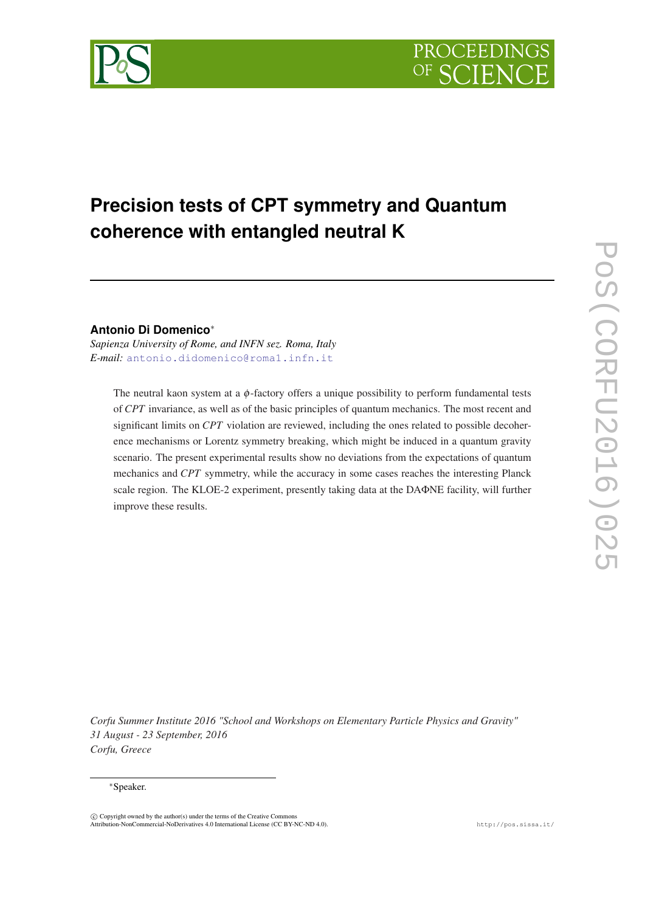# Precision tests of CPT symmetry and Quantum coherence with entangled neutral K

**Antonio Di Domenico**[*]

*Sapienza University of Rome, and INFN sez. Roma, Italy*
*E-mail:* antonio.didomenico@roma1.infn.it

The neutral kaon system at a $\phi$-factory offers a unique possibility to perform fundamental tests of *CPT* invariance, as well as of the basic principles of quantum mechanics. The most recent and significant limits on *CPT* violation are reviewed, including the ones related to possible decoherence mechanisms or Lorentz symmetry breaking, which might be induced in a quantum gravity scenario. The present experimental results show no deviations from the expectations of quantum mechanics and *CPT* symmetry, while the accuracy in some cases reaches the interesting Planck scale region. The KLOE-2 experiment, presently taking data at the DAΦNE facility, will further improve these results.

*Corfu Summer Institute 2016 "School and Workshops on Elementary Particle Physics and Gravity"*
*31 August - 23 September, 2016*
*Corfu, Greece*

[*]Speaker.

© Copyright owned by the author(s) under the terms of the Creative Commons Attribution-NonCommercial-NoDerivatives 4.0 International License (CC BY-NC-ND 4.0).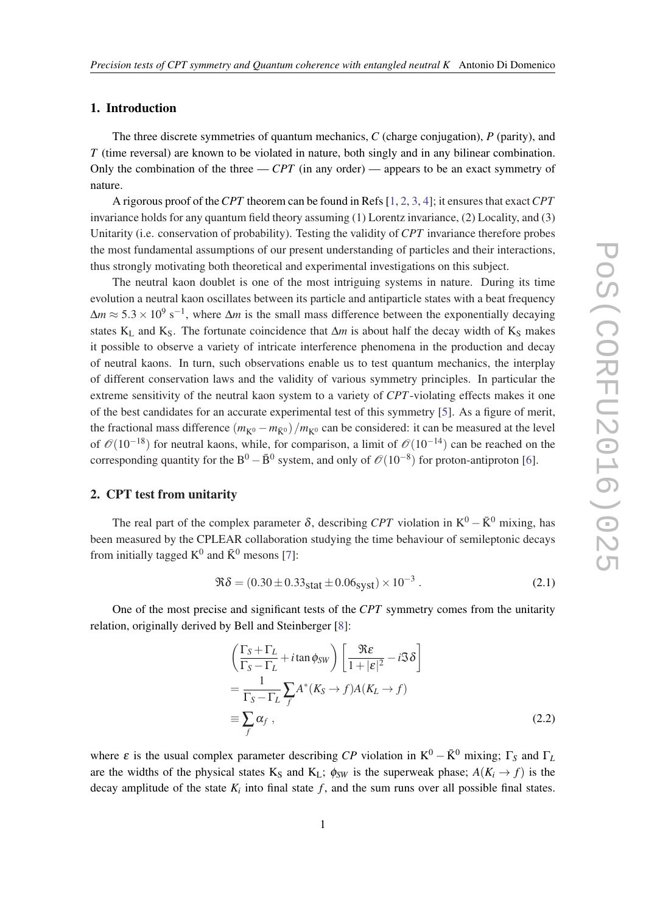## 1. Introduction

The three discrete symmetries of quantum mechanics, $C$ (charge conjugation), $P$ (parity), and $T$ (time reversal) are known to be violated in nature, both singly and in any bilinear combination. Only the combination of the three — $CPT$ (in any order) — appears to be an exact symmetry of nature.

A rigorous proof of the $CPT$ theorem can be found in Refs [1, 2, 3, 4]; it ensures that exact $CPT$ invariance holds for any quantum field theory assuming (1) Lorentz invariance, (2) Locality, and (3) Unitarity (i.e. conservation of probability). Testing the validity of $CPT$ invariance therefore probes the most fundamental assumptions of our present understanding of particles and their interactions, thus strongly motivating both theoretical and experimental investigations on this subject.

The neutral kaon doublet is one of the most intriguing systems in nature. During its time evolution a neutral kaon oscillates between its particle and antiparticle states with a beat frequency $\Delta m \approx 5.3 \times 10^9$ s$^{-1}$, where $\Delta m$ is the small mass difference between the exponentially decaying states $\mathrm{K_L}$ and $\mathrm{K_S}$. The fortunate coincidence that $\Delta m$ is about half the decay width of $\mathrm{K_S}$ makes it possible to observe a variety of intricate interference phenomena in the production and decay of neutral kaons. In turn, such observations enable us to test quantum mechanics, the interplay of different conservation laws and the validity of various symmetry principles. In particular the extreme sensitivity of the neutral kaon system to a variety of $CPT$-violating effects makes it one of the best candidates for an accurate experimental test of this symmetry [5]. As a figure of merit, the fractional mass difference $(m_{\mathrm{K}^0} - m_{\bar{\mathrm{K}}^0})/m_{\mathrm{K}^0}$ can be considered: it can be measured at the level of $\mathscr{O}(10^{-18})$ for neutral kaons, while, for comparison, a limit of $\mathscr{O}(10^{-14})$ can be reached on the corresponding quantity for the $\mathrm{B}^0 - \bar{\mathrm{B}}^0$ system, and only of $\mathscr{O}(10^{-8})$ for proton-antiproton [6].

## 2. CPT test from unitarity

The real part of the complex parameter $\delta$, describing $CPT$ violation in $\mathrm{K}^0 - \bar{\mathrm{K}}^0$ mixing, has been measured by the CPLEAR collaboration studying the time behaviour of semileptonic decays from initially tagged $\mathrm{K}^0$ and $\bar{\mathrm{K}}^0$ mesons [7]:

$$\Re\delta = (0.30 \pm 0.33_{\mathrm{stat}} \pm 0.06_{\mathrm{syst}}) \times 10^{-3} \; . \tag{2.1}$$

One of the most precise and significant tests of the $CPT$ symmetry comes from the unitarity relation, originally derived by Bell and Steinberger [8]:

$$\begin{aligned}
&\left(\frac{\Gamma_S + \Gamma_L}{\Gamma_S - \Gamma_L} + i \tan\phi_{SW}\right)\left[\frac{\Re\varepsilon}{1+|\varepsilon|^2} - i\Im\delta\right] \\
&= \frac{1}{\Gamma_S - \Gamma_L}\sum_f A^*(K_S \to f) A(K_L \to f) \\
&\equiv \sum_f \alpha_f \; ,
\end{aligned} \tag{2.2}$$

where $\varepsilon$ is the usual complex parameter describing $CP$ violation in $\mathrm{K}^0 - \bar{\mathrm{K}}^0$ mixing; $\Gamma_S$ and $\Gamma_L$ are the widths of the physical states $\mathrm{K_S}$ and $\mathrm{K_L}$; $\phi_{SW}$ is the superweak phase; $A(K_i \to f)$ is the decay amplitude of the state $K_i$ into final state $f$, and the sum runs over all possible final states.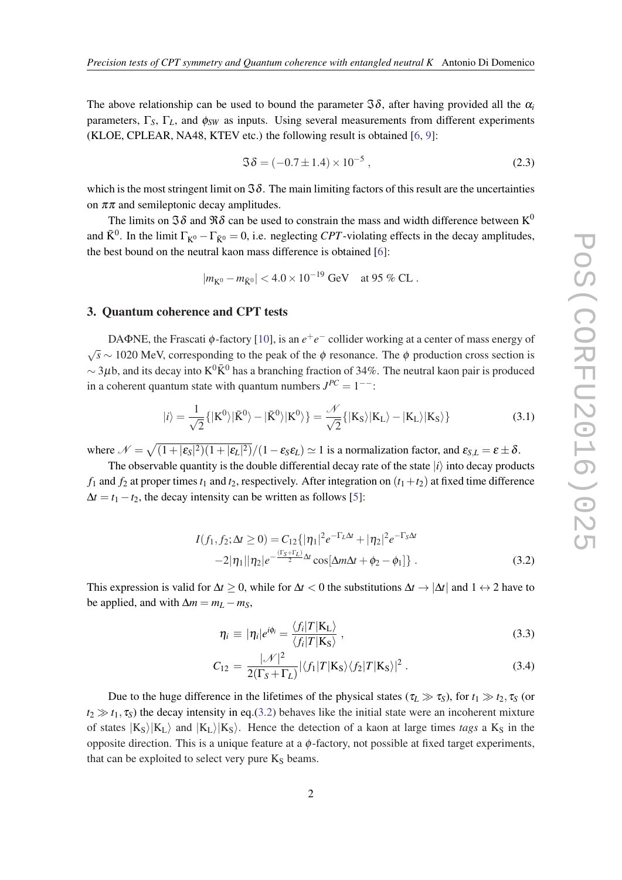The above relationship can be used to bound the parameter $\Im\delta$, after having provided all the $\alpha_i$ parameters, $\Gamma_S$, $\Gamma_L$, and $\phi_{SW}$ as inputs. Using several measurements from different experiments (KLOE, CPLEAR, NA48, KTEV etc.) the following result is obtained [6, 9]:

$$\Im\delta = (-0.7 \pm 1.4) \times 10^{-5} , \tag{2.3}$$

which is the most stringent limit on $\Im\delta$. The main limiting factors of this result are the uncertainties on $\pi\pi$ and semileptonic decay amplitudes.

The limits on $\Im\delta$ and $\Re\delta$ can be used to constrain the mass and width difference between $\mathrm{K}^0$ and $\bar{\mathrm{K}}^0$. In the limit $\Gamma_{\mathrm{K}^0} - \Gamma_{\bar{\mathrm{K}}^0} = 0$, i.e. neglecting *CPT*-violating effects in the decay amplitudes, the best bound on the neutral kaon mass difference is obtained [6]:

$$|m_{\mathrm{K}^0} - m_{\bar{\mathrm{K}}^0}| < 4.0 \times 10^{-19}\ \mathrm{GeV} \quad \text{at 95 \% CL} .$$

## 3. Quantum coherence and CPT tests

DAΦNE, the Frascati $\phi$-factory [10], is an $e^+e^-$ collider working at a center of mass energy of $\sqrt{s} \sim 1020$ MeV, corresponding to the peak of the $\phi$ resonance. The $\phi$ production cross section is $\sim 3\mu$b, and its decay into $\mathrm{K}^0\bar{\mathrm{K}}^0$ has a branching fraction of 34%. The neutral kaon pair is produced in a coherent quantum state with quantum numbers $J^{PC} = 1^{--}$:

$$|i\rangle = \frac{1}{\sqrt{2}}\{|\mathrm{K}^0\rangle|\bar{\mathrm{K}}^0\rangle - |\bar{\mathrm{K}}^0\rangle|\mathrm{K}^0\rangle\} = \frac{\mathscr{N}}{\sqrt{2}}\{|\mathrm{K_S}\rangle|\mathrm{K_L}\rangle - |\mathrm{K_L}\rangle|\mathrm{K_S}\rangle\} \tag{3.1}$$

where $\mathscr{N} = \sqrt{(1+|\varepsilon_S|^2)(1+|\varepsilon_L|^2)}/(1-\varepsilon_S\varepsilon_L) \simeq 1$ is a normalization factor, and $\varepsilon_{S,L} = \varepsilon \pm \delta$.

The observable quantity is the double differential decay rate of the state $|i\rangle$ into decay products $f_1$ and $f_2$ at proper times $t_1$ and $t_2$, respectively. After integration on $(t_1+t_2)$ at fixed time difference $\Delta t = t_1 - t_2$, the decay intensity can be written as follows [5]:

$$\begin{aligned} I(f_1, f_2; \Delta t \geq 0) = C_{12}\{&|\eta_1|^2 e^{-\Gamma_L \Delta t} + |\eta_2|^2 e^{-\Gamma_S \Delta t} \\ &-2|\eta_1||\eta_2| e^{-\frac{(\Gamma_S+\Gamma_L)}{2}\Delta t}\cos[\Delta m \Delta t + \phi_2 - \phi_1]\} . \end{aligned} \tag{3.2}$$

This expression is valid for $\Delta t \geq 0$, while for $\Delta t < 0$ the substitutions $\Delta t \to |\Delta t|$ and $1 \leftrightarrow 2$ have to be applied, and with $\Delta m = m_L - m_S$,

$$\eta_i \equiv |\eta_i| e^{i\phi_i} = \frac{\langle f_i|T|\mathrm{K_L}\rangle}{\langle f_i|T|\mathrm{K_S}\rangle} , \tag{3.3}$$

$$C_{12} = \frac{|\mathscr{N}|^2}{2(\Gamma_S + \Gamma_L)} |\langle f_1|T|\mathrm{K_S}\rangle\langle f_2|T|\mathrm{K_S}\rangle|^2 . \tag{3.4}$$

Due to the huge difference in the lifetimes of the physical states ($\tau_L \gg \tau_S$), for $t_1 \gg t_2, \tau_S$ (or $t_2 \gg t_1, \tau_S$) the decay intensity in eq.(3.2) behaves like the initial state were an incoherent mixture of states $|\mathrm{K_S}\rangle|\mathrm{K_L}\rangle$ and $|\mathrm{K_L}\rangle|\mathrm{K_S}\rangle$. Hence the detection of a kaon at large times *tags* a $\mathrm{K_S}$ in the opposite direction. This is a unique feature at a $\phi$-factory, not possible at fixed target experiments, that can be exploited to select very pure $\mathrm{K_S}$ beams.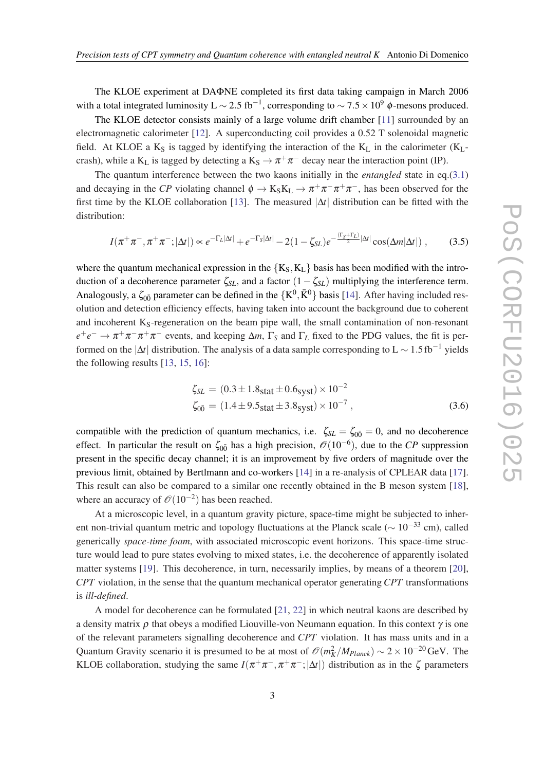The KLOE experiment at DAΦNE completed its first data taking campaign in March 2006 with a total integrated luminosity L $\sim 2.5$ fb$^{-1}$, corresponding to $\sim 7.5 \times 10^9$ $\phi$-mesons produced.

The KLOE detector consists mainly of a large volume drift chamber [11] surrounded by an electromagnetic calorimeter [12]. A superconducting coil provides a 0.52 T solenoidal magnetic field. At KLOE a $\mathrm{K_S}$ is tagged by identifying the interaction of the $\mathrm{K_L}$ in the calorimeter ($\mathrm{K_L}$-crash), while a $\mathrm{K_L}$ is tagged by detecting a $\mathrm{K_S} \to \pi^+\pi^-$ decay near the interaction point (IP).

The quantum interference between the two kaons initially in the *entangled* state in eq.(3.1) and decaying in the *CP* violating channel $\phi \to \mathrm{K_S K_L} \to \pi^+\pi^-\pi^+\pi^-$, has been observed for the first time by the KLOE collaboration [13]. The measured $|\Delta t|$ distribution can be fitted with the distribution:

$$I(\pi^+\pi^-, \pi^+\pi^-; |\Delta t|) \propto e^{-\Gamma_L|\Delta t|} + e^{-\Gamma_S|\Delta t|} - 2(1-\zeta_{SL})e^{-\frac{(\Gamma_S+\Gamma_L)}{2}|\Delta t|}\cos(\Delta m|\Delta t|)\,, \tag{3.5}$$

where the quantum mechanical expression in the $\{\mathrm{K_S}, \mathrm{K_L}\}$ basis has been modified with the introduction of a decoherence parameter $\zeta_{SL}$, and a factor $(1-\zeta_{SL})$ multiplying the interference term. Analogously, a $\zeta_{0\bar{0}}$ parameter can be defined in the $\{\mathrm{K}^0, \bar{\mathrm{K}}^0\}$ basis [14]. After having included resolution and detection efficiency effects, having taken into account the background due to coherent and incoherent $\mathrm{K_S}$-regeneration on the beam pipe wall, the small contamination of non-resonant $e^+e^- \to \pi^+\pi^-\pi^+\pi^-$ events, and keeping $\Delta m$, $\Gamma_S$ and $\Gamma_L$ fixed to the PDG values, the fit is performed on the $|\Delta t|$ distribution. The analysis of a data sample corresponding to L $\sim 1.5\,\mathrm{fb}^{-1}$ yields the following results [13, 15, 16]:

$$\begin{aligned}
\zeta_{SL} &= (0.3 \pm 1.8_{\mathrm{stat}} \pm 0.6_{\mathrm{syst}}) \times 10^{-2} \\
\zeta_{0\bar{0}} &= (1.4 \pm 9.5_{\mathrm{stat}} \pm 3.8_{\mathrm{syst}}) \times 10^{-7}\,,
\end{aligned} \tag{3.6}$$

compatible with the prediction of quantum mechanics, i.e. $\zeta_{SL} = \zeta_{0\bar{0}} = 0$, and no decoherence effect. In particular the result on $\zeta_{0\bar{0}}$ has a high precision, $\mathscr{O}(10^{-6})$, due to the *CP* suppression present in the specific decay channel; it is an improvement by five orders of magnitude over the previous limit, obtained by Bertlmann and co-workers [14] in a re-analysis of CPLEAR data [17]. This result can also be compared to a similar one recently obtained in the B meson system [18], where an accuracy of $\mathscr{O}(10^{-2})$ has been reached.

At a microscopic level, in a quantum gravity picture, space-time might be subjected to inherent non-trivial quantum metric and topology fluctuations at the Planck scale ($\sim 10^{-33}$ cm), called generically *space-time foam*, with associated microscopic event horizons. This space-time structure would lead to pure states evolving to mixed states, i.e. the decoherence of apparently isolated matter systems [19]. This decoherence, in turn, necessarily implies, by means of a theorem [20], *CPT* violation, in the sense that the quantum mechanical operator generating *CPT* transformations is *ill-defined*.

A model for decoherence can be formulated [21, 22] in which neutral kaons are described by a density matrix $\rho$ that obeys a modified Liouville-von Neumann equation. In this context $\gamma$ is one of the relevant parameters signalling decoherence and *CPT* violation. It has mass units and in a Quantum Gravity scenario it is presumed to be at most of $\mathscr{O}(m_K^2/M_{Planck}) \sim 2 \times 10^{-20}\,\mathrm{GeV}$. The KLOE collaboration, studying the same $I(\pi^+\pi^-, \pi^+\pi^-; |\Delta t|)$ distribution as in the $\zeta$ parameters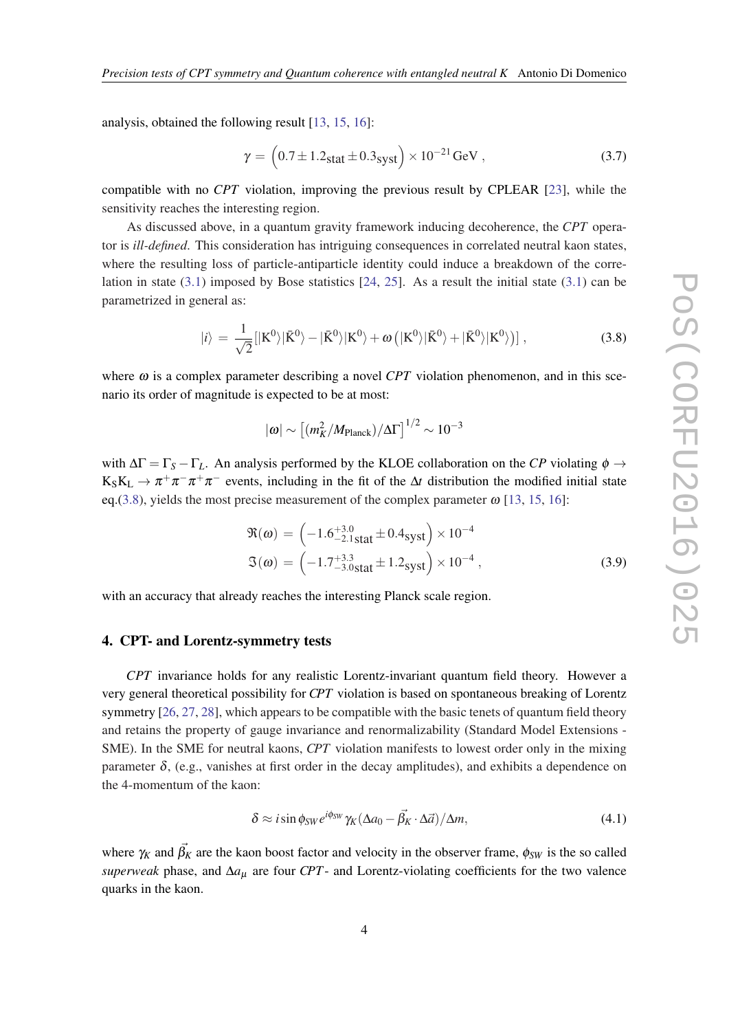analysis, obtained the following result [13, 15, 16]:

$$\gamma = \left(0.7 \pm 1.2_{\text{stat}} \pm 0.3_{\text{syst}}\right) \times 10^{-21}\,\text{GeV}\,, \tag{3.7}$$

compatible with no *CPT* violation, improving the previous result by CPLEAR [23], while the sensitivity reaches the interesting region.

As discussed above, in a quantum gravity framework inducing decoherence, the *CPT* operator is *ill-defined*. This consideration has intriguing consequences in correlated neutral kaon states, where the resulting loss of particle-antiparticle identity could induce a breakdown of the correlation in state (3.1) imposed by Bose statistics [24, 25]. As a result the initial state (3.1) can be parametrized in general as:

$$|i\rangle = \frac{1}{\sqrt{2}}[|\mathrm{K}^0\rangle|\bar{\mathrm{K}}^0\rangle - |\bar{\mathrm{K}}^0\rangle|\mathrm{K}^0\rangle + \omega\left(|\mathrm{K}^0\rangle|\bar{\mathrm{K}}^0\rangle + |\bar{\mathrm{K}}^0\rangle|\mathrm{K}^0\rangle\right)]\,, \tag{3.8}$$

where $\omega$ is a complex parameter describing a novel *CPT* violation phenomenon, and in this scenario its order of magnitude is expected to be at most:

$$|\omega| \sim \left[(m_K^2/M_{\text{Planck}})/\Delta\Gamma\right]^{1/2} \sim 10^{-3}$$

with $\Delta\Gamma = \Gamma_S - \Gamma_L$. An analysis performed by the KLOE collaboration on the *CP* violating $\phi \rightarrow \mathrm{K_S K_L} \rightarrow \pi^+\pi^-\pi^+\pi^-$ events, including in the fit of the $\Delta t$ distribution the modified initial state eq.(3.8), yields the most precise measurement of the complex parameter $\omega$ [13, 15, 16]:

$$\begin{aligned} \Re(\omega) &= \left(-1.6^{+3.0}_{-2.1}{}_{\text{stat}} \pm 0.4_{\text{syst}}\right) \times 10^{-4} \\ \Im(\omega) &= \left(-1.7^{+3.3}_{-3.0}{}_{\text{stat}} \pm 1.2_{\text{syst}}\right) \times 10^{-4}\,, \end{aligned} \tag{3.9}$$

with an accuracy that already reaches the interesting Planck scale region.

## 4. CPT- and Lorentz-symmetry tests

*CPT* invariance holds for any realistic Lorentz-invariant quantum field theory. However a very general theoretical possibility for *CPT* violation is based on spontaneous breaking of Lorentz symmetry [26, 27, 28], which appears to be compatible with the basic tenets of quantum field theory and retains the property of gauge invariance and renormalizability (Standard Model Extensions - SME). In the SME for neutral kaons, *CPT* violation manifests to lowest order only in the mixing parameter $\delta$, (e.g., vanishes at first order in the decay amplitudes), and exhibits a dependence on the 4-momentum of the kaon:

$$\delta \approx i \sin\phi_{SW} e^{i\phi_{SW}} \gamma_K (\Delta a_0 - \vec{\beta}_K \cdot \Delta\vec{a})/\Delta m, \tag{4.1}$$

where $\gamma_K$ and $\vec{\beta}_K$ are the kaon boost factor and velocity in the observer frame, $\phi_{SW}$ is the so called *superweak* phase, and $\Delta a_\mu$ are four *CPT*- and Lorentz-violating coefficients for the two valence quarks in the kaon.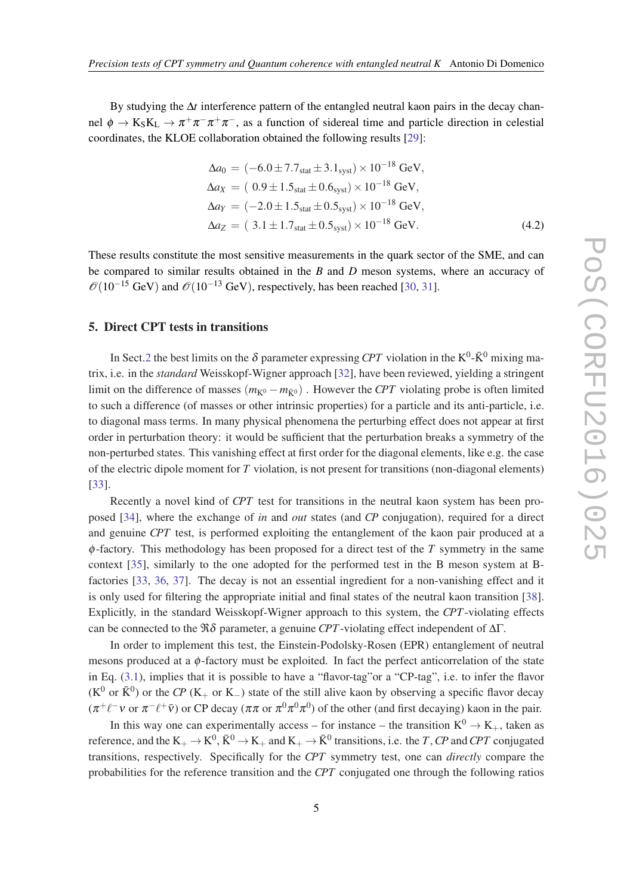By studying the $\Delta t$ interference pattern of the entangled neutral kaon pairs in the decay channel $\phi \to K_S K_L \to \pi^+\pi^-\pi^+\pi^-$, as a function of sidereal time and particle direction in celestial coordinates, the KLOE collaboration obtained the following results [29]:

$$
\begin{aligned}
\Delta a_0 &= (-6.0 \pm 7.7_{\text{stat}} \pm 3.1_{\text{syst}}) \times 10^{-18}\ \text{GeV}, \\
\Delta a_X &= (\ 0.9 \pm 1.5_{\text{stat}} \pm 0.6_{\text{syst}}) \times 10^{-18}\ \text{GeV}, \\
\Delta a_Y &= (-2.0 \pm 1.5_{\text{stat}} \pm 0.5_{\text{syst}}) \times 10^{-18}\ \text{GeV}, \\
\Delta a_Z &= (\ 3.1 \pm 1.7_{\text{stat}} \pm 0.5_{\text{syst}}) \times 10^{-18}\ \text{GeV}.
\end{aligned} \tag{4.2}
$$

These results constitute the most sensitive measurements in the quark sector of the SME, and can be compared to similar results obtained in the $B$ and $D$ meson systems, where an accuracy of $\mathcal{O}(10^{-15}\ \text{GeV})$ and $\mathcal{O}(10^{-13}\ \text{GeV})$, respectively, has been reached [30, 31].

## 5. Direct CPT tests in transitions

In Sect.2 the best limits on the $\delta$ parameter expressing *CPT* violation in the $K^0$-$\bar{K}^0$ mixing matrix, i.e. in the *standard* Weisskopf-Wigner approach [32], have been reviewed, yielding a stringent limit on the difference of masses $(m_{K^0} - m_{\bar{K}^0})$ . However the *CPT* violating probe is often limited to such a difference (of masses or other intrinsic properties) for a particle and its anti-particle, i.e. to diagonal mass terms. In many physical phenomena the perturbing effect does not appear at first order in perturbation theory: it would be sufficient that the perturbation breaks a symmetry of the non-perturbed states. This vanishing effect at first order for the diagonal elements, like e.g. the case of the electric dipole moment for $T$ violation, is not present for transitions (non-diagonal elements) [33].

Recently a novel kind of *CPT* test for transitions in the neutral kaon system has been proposed [34], where the exchange of *in* and *out* states (and *CP* conjugation), required for a direct and genuine *CPT* test, is performed exploiting the entanglement of the kaon pair produced at a $\phi$-factory. This methodology has been proposed for a direct test of the $T$ symmetry in the same context [35], similarly to the one adopted for the performed test in the B meson system at B-factories [33, 36, 37]. The decay is not an essential ingredient for a non-vanishing effect and it is only used for filtering the appropriate initial and final states of the neutral kaon transition [38]. Explicitly, in the standard Weisskopf-Wigner approach to this system, the *CPT*-violating effects can be connected to the $\Re\delta$ parameter, a genuine *CPT*-violating effect independent of $\Delta\Gamma$.

In order to implement this test, the Einstein-Podolsky-Rosen (EPR) entanglement of neutral mesons produced at a $\phi$-factory must be exploited. In fact the perfect anticorrelation of the state in Eq. (3.1), implies that it is possible to have a "flavor-tag"or a "CP-tag", i.e. to infer the flavor ($K^0$ or $\bar{K}^0$) or the *CP* ($K_+$ or $K_-$) state of the still alive kaon by observing a specific flavor decay ($\pi^+\ell^-\nu$ or $\pi^-\ell^+\bar{\nu}$) or CP decay ($\pi\pi$ or $\pi^0\pi^0\pi^0$) of the other (and first decaying) kaon in the pair.

In this way one can experimentally access – for instance – the transition $K^0 \to K_+$, taken as reference, and the $K_+ \to K^0$, $\bar{K}^0 \to K_+$ and $K_+ \to \bar{K}^0$ transitions, i.e. the $T$, *CP* and *CPT* conjugated transitions, respectively. Specifically for the *CPT* symmetry test, one can *directly* compare the probabilities for the reference transition and the *CPT* conjugated one through the following ratios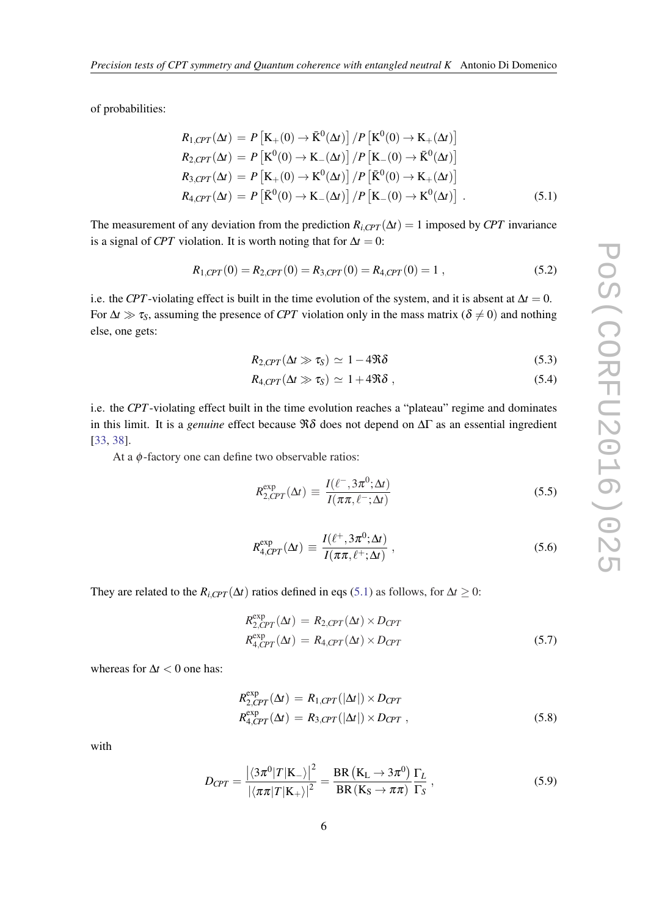of probabilities:

$$
\begin{aligned}
R_{1,CPT}(\Delta t) &= P\left[\mathrm{K}_+(0) \to \bar{\mathrm{K}}^0(\Delta t)\right] / P\left[\mathrm{K}^0(0) \to \mathrm{K}_+(\Delta t)\right] \\
R_{2,CPT}(\Delta t) &= P\left[\mathrm{K}^0(0) \to \mathrm{K}_-(\Delta t)\right] / P\left[\mathrm{K}_-(0) \to \bar{\mathrm{K}}^0(\Delta t)\right] \\
R_{3,CPT}(\Delta t) &= P\left[\mathrm{K}_+(0) \to \mathrm{K}^0(\Delta t)\right] / P\left[\bar{\mathrm{K}}^0(0) \to \mathrm{K}_+(\Delta t)\right] \\
R_{4,CPT}(\Delta t) &= P\left[\bar{\mathrm{K}}^0(0) \to \mathrm{K}_-(\Delta t)\right] / P\left[\mathrm{K}_-(0) \to \mathrm{K}^0(\Delta t)\right] \; .
\end{aligned} \tag{5.1}
$$

The measurement of any deviation from the prediction $R_{i,CPT}(\Delta t) = 1$ imposed by *CPT* invariance is a signal of *CPT* violation. It is worth noting that for $\Delta t = 0$:

$$
R_{1,CPT}(0) = R_{2,CPT}(0) = R_{3,CPT}(0) = R_{4,CPT}(0) = 1 \; , \tag{5.2}
$$

i.e. the *CPT*-violating effect is built in the time evolution of the system, and it is absent at $\Delta t = 0$. For $\Delta t \gg \tau_S$, assuming the presence of *CPT* violation only in the mass matrix ($\delta \neq 0$) and nothing else, one gets:

$$
R_{2,CPT}(\Delta t \gg \tau_S) \simeq 1 - 4\Re\delta \tag{5.3}
$$

$$
R_{4,CPT}(\Delta t \gg \tau_S) \simeq 1 + 4\Re\delta \; , \tag{5.4}
$$

i.e. the *CPT*-violating effect built in the time evolution reaches a "plateau" regime and dominates in this limit. It is a *genuine* effect because $\Re\delta$ does not depend on $\Delta\Gamma$ as an essential ingredient [33, 38].

At a $\phi$-factory one can define two observable ratios:

$$
R^{\exp}_{2,CPT}(\Delta t) \equiv \frac{I(\ell^-, 3\pi^0; \Delta t)}{I(\pi\pi, \ell^-; \Delta t)} \tag{5.5}
$$

$$
R^{\exp}_{4,CPT}(\Delta t) \equiv \frac{I(\ell^+, 3\pi^0; \Delta t)}{I(\pi\pi, \ell^+; \Delta t)} \; , \tag{5.6}
$$

They are related to the $R_{i,CPT}(\Delta t)$ ratios defined in eqs (5.1) as follows, for $\Delta t \geq 0$:

$$
\begin{aligned}
R^{\exp}_{2,CPT}(\Delta t) &= R_{2,CPT}(\Delta t) \times D_{CPT} \\
R^{\exp}_{4,CPT}(\Delta t) &= R_{4,CPT}(\Delta t) \times D_{CPT}
\end{aligned} \tag{5.7}
$$

whereas for $\Delta t < 0$ one has:

$$
\begin{aligned}
R^{\exp}_{2,CPT}(\Delta t) &= R_{1,CPT}(|\Delta t|) \times D_{CPT} \\
R^{\exp}_{4,CPT}(\Delta t) &= R_{3,CPT}(|\Delta t|) \times D_{CPT} \; ,
\end{aligned} \tag{5.8}
$$

with

$$
D_{CPT} = \frac{\left|\langle 3\pi^0 | T | \mathrm{K}_- \rangle\right|^2}{\left|\langle \pi\pi | T | \mathrm{K}_+ \rangle\right|^2} = \frac{\mathrm{BR}\left(\mathrm{K_L} \to 3\pi^0\right)}{\mathrm{BR}\left(\mathrm{K_S} \to \pi\pi\right)} \frac{\Gamma_L}{\Gamma_S} \; , \tag{5.9}
$$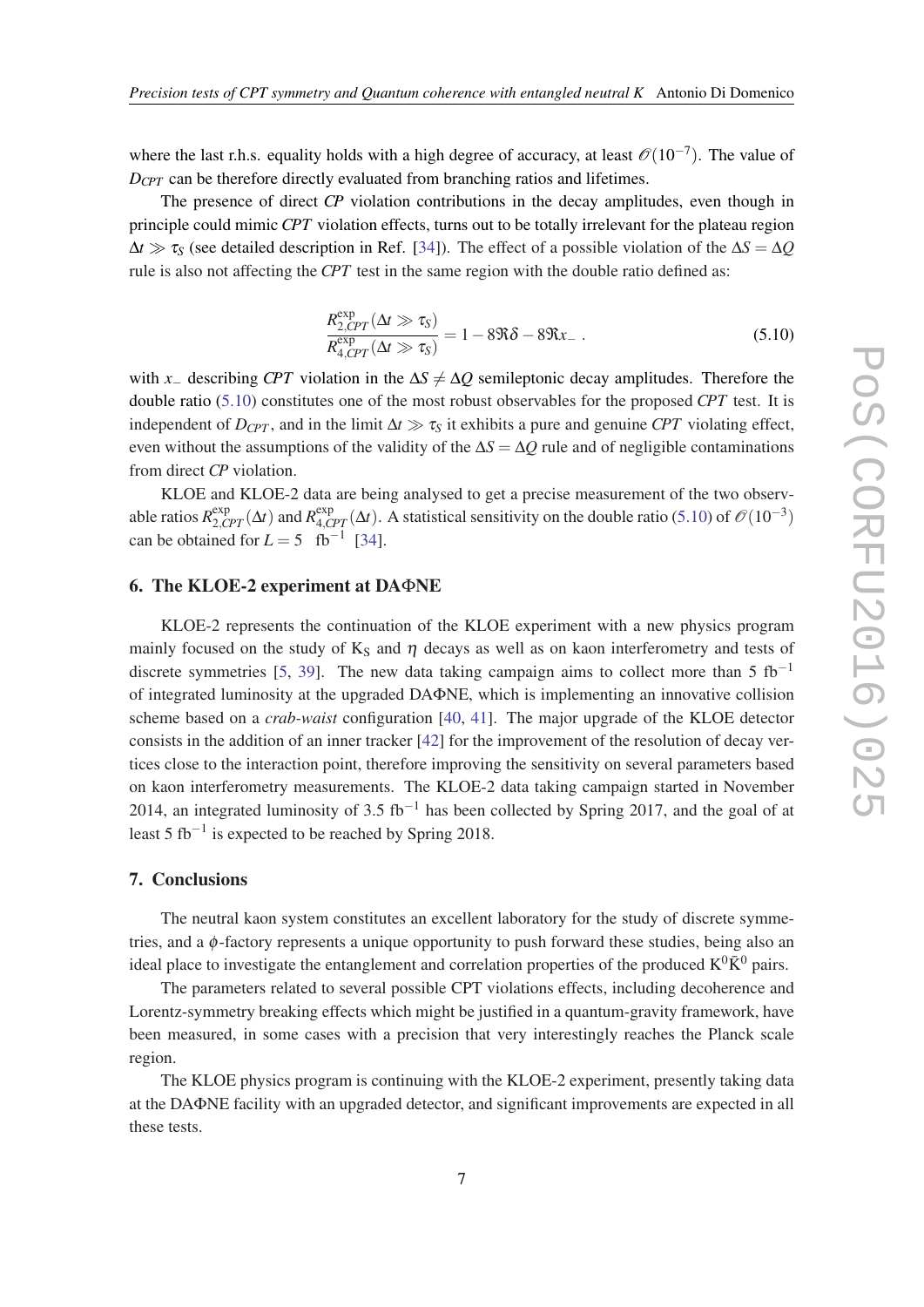where the last r.h.s. equality holds with a high degree of accuracy, at least $\mathcal{O}(10^{-7})$. The value of $D_{CPT}$ can be therefore directly evaluated from branching ratios and lifetimes.

The presence of direct *CP* violation contributions in the decay amplitudes, even though in principle could mimic *CPT* violation effects, turns out to be totally irrelevant for the plateau region $\Delta t \gg \tau_S$ (see detailed description in Ref. [34]). The effect of a possible violation of the $\Delta S = \Delta Q$ rule is also not affecting the *CPT* test in the same region with the double ratio defined as:

$$\frac{R^{\text{exp}}_{2,CPT}(\Delta t \gg \tau_S)}{R^{\text{exp}}_{4,CPT}(\Delta t \gg \tau_S)} = 1 - 8\Re\delta - 8\Re x_- \ . \tag{5.10}$$

with $x_-$ describing *CPT* violation in the $\Delta S \neq \Delta Q$ semileptonic decay amplitudes. Therefore the double ratio (5.10) constitutes one of the most robust observables for the proposed *CPT* test. It is independent of $D_{CPT}$, and in the limit $\Delta t \gg \tau_S$ it exhibits a pure and genuine *CPT* violating effect, even without the assumptions of the validity of the $\Delta S = \Delta Q$ rule and of negligible contaminations from direct *CP* violation.

KLOE and KLOE-2 data are being analysed to get a precise measurement of the two observable ratios $R^{\text{exp}}_{2,CPT}(\Delta t)$ and $R^{\text{exp}}_{4,CPT}(\Delta t)$. A statistical sensitivity on the double ratio (5.10) of $\mathcal{O}(10^{-3})$ can be obtained for $L = 5 \ \ \text{fb}^{-1}$ [34].

## 6. The KLOE-2 experiment at DAΦNE

KLOE-2 represents the continuation of the KLOE experiment with a new physics program mainly focused on the study of $\text{K}_\text{S}$ and $\eta$ decays as well as on kaon interferometry and tests of discrete symmetries [5, 39]. The new data taking campaign aims to collect more than 5 $\text{fb}^{-1}$ of integrated luminosity at the upgraded DAΦNE, which is implementing an innovative collision scheme based on a *crab-waist* configuration [40, 41]. The major upgrade of the KLOE detector consists in the addition of an inner tracker [42] for the improvement of the resolution of decay vertices close to the interaction point, therefore improving the sensitivity on several parameters based on kaon interferometry measurements. The KLOE-2 data taking campaign started in November 2014, an integrated luminosity of 3.5 $\text{fb}^{-1}$ has been collected by Spring 2017, and the goal of at least 5 $\text{fb}^{-1}$ is expected to be reached by Spring 2018.

## 7. Conclusions

The neutral kaon system constitutes an excellent laboratory for the study of discrete symmetries, and a $\phi$-factory represents a unique opportunity to push forward these studies, being also an ideal place to investigate the entanglement and correlation properties of the produced $\text{K}^0\bar{\text{K}}^0$ pairs.

The parameters related to several possible CPT violations effects, including decoherence and Lorentz-symmetry breaking effects which might be justified in a quantum-gravity framework, have been measured, in some cases with a precision that very interestingly reaches the Planck scale region.

The KLOE physics program is continuing with the KLOE-2 experiment, presently taking data at the DAΦNE facility with an upgraded detector, and significant improvements are expected in all these tests.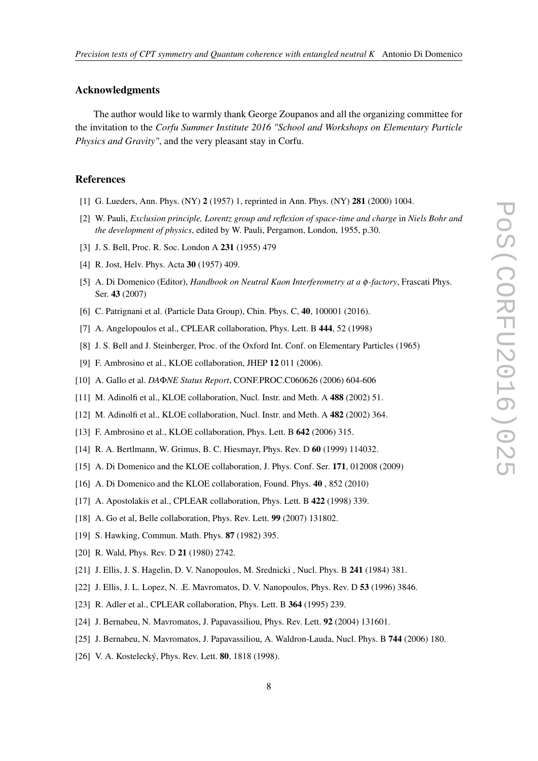### Acknowledgments

The author would like to warmly thank George Zoupanos and all the organizing committee for the invitation to the *Corfu Summer Institute 2016 "School and Workshops on Elementary Particle Physics and Gravity"*, and the very pleasant stay in Corfu.

### References

[1] G. Lueders, Ann. Phys. (NY) **2** (1957) 1, reprinted in Ann. Phys. (NY) **281** (2000) 1004.

[2] W. Pauli, *Exclusion principle, Lorentz group and reflexion of space-time and charge* in *Niels Bohr and the development of physics*, edited by W. Pauli, Pergamon, London, 1955, p.30.

[3] J. S. Bell, Proc. R. Soc. London A **231** (1955) 479

[4] R. Jost, Helv. Phys. Acta **30** (1957) 409.

[5] A. Di Domenico (Editor), *Handbook on Neutral Kaon Interferometry at a $\phi$-factory*, Frascati Phys. Ser. **43** (2007)

[6] C. Patrignani et al. (Particle Data Group), Chin. Phys. C, **40**, 100001 (2016).

[7] A. Angelopoulos et al., CPLEAR collaboration, Phys. Lett. B **444**, 52 (1998)

[8] J. S. Bell and J. Steinberger, Proc. of the Oxford Int. Conf. on Elementary Particles (1965)

[9] F. Ambrosino et al., KLOE collaboration, JHEP **12** 011 (2006).

[10] A. Gallo et al. *DAΦNE Status Report*, CONF.PROC.C060626 (2006) 604-606

[11] M. Adinolfi et al., KLOE collaboration, Nucl. Instr. and Meth. A **488** (2002) 51.

[12] M. Adinolfi et al., KLOE collaboration, Nucl. Instr. and Meth. A **482** (2002) 364.

[13] F. Ambrosino et al., KLOE collaboration, Phys. Lett. B **642** (2006) 315.

[14] R. A. Bertlmann, W. Grimus, B. C. Hiesmayr, Phys. Rev. D **60** (1999) 114032.

[15] A. Di Domenico and the KLOE collaboration, J. Phys. Conf. Ser. **171**, 012008 (2009)

[16] A. Di Domenico and the KLOE collaboration, Found. Phys. **40** , 852 (2010)

[17] A. Apostolakis et al., CPLEAR collaboration, Phys. Lett. B **422** (1998) 339.

[18] A. Go et al, Belle collaboration, Phys. Rev. Lett. **99** (2007) 131802.

[19] S. Hawking, Commun. Math. Phys. **87** (1982) 395.

[20] R. Wald, Phys. Rev. D **21** (1980) 2742.

[21] J. Ellis, J. S. Hagelin, D. V. Nanopoulos, M. Srednicki , Nucl. Phys. B **241** (1984) 381.

[22] J. Ellis, J. L. Lopez, N. .E. Mavromatos, D. V. Nanopoulos, Phys. Rev. D **53** (1996) 3846.

[23] R. Adler et al., CPLEAR collaboration, Phys. Lett. B **364** (1995) 239.

[24] J. Bernabeu, N. Mavromatos, J. Papavassiliou, Phys. Rev. Lett. **92** (2004) 131601.

[25] J. Bernabeu, N. Mavromatos, J. Papavassiliou, A. Waldron-Lauda, Nucl. Phys. B **744** (2006) 180.

[26] V. A. Kostelecký, Phys. Rev. Lett. **80**, 1818 (1998).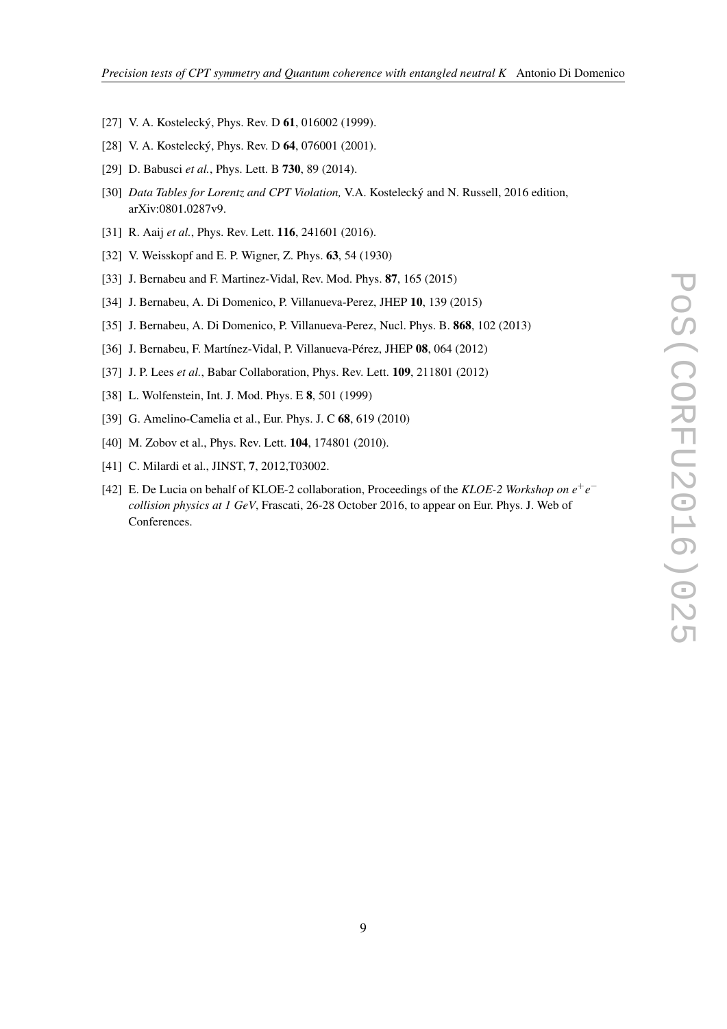[27] V. A. Kostelecký, Phys. Rev. D **61**, 016002 (1999).

[28] V. A. Kostelecký, Phys. Rev. D **64**, 076001 (2001).

[29] D. Babusci *et al.*, Phys. Lett. B **730**, 89 (2014).

[30] *Data Tables for Lorentz and CPT Violation,* V.A. Kostelecký and N. Russell, 2016 edition, arXiv:0801.0287v9.

[31] R. Aaij *et al.*, Phys. Rev. Lett. **116**, 241601 (2016).

[32] V. Weisskopf and E. P. Wigner, Z. Phys. **63**, 54 (1930)

[33] J. Bernabeu and F. Martinez-Vidal, Rev. Mod. Phys. **87**, 165 (2015)

[34] J. Bernabeu, A. Di Domenico, P. Villanueva-Perez, JHEP **10**, 139 (2015)

[35] J. Bernabeu, A. Di Domenico, P. Villanueva-Perez, Nucl. Phys. B. **868**, 102 (2013)

[36] J. Bernabeu, F. Martínez-Vidal, P. Villanueva-Pérez, JHEP **08**, 064 (2012)

[37] J. P. Lees *et al.*, Babar Collaboration, Phys. Rev. Lett. **109**, 211801 (2012)

[38] L. Wolfenstein, Int. J. Mod. Phys. E **8**, 501 (1999)

[39] G. Amelino-Camelia et al., Eur. Phys. J. C **68**, 619 (2010)

[40] M. Zobov et al., Phys. Rev. Lett. **104**, 174801 (2010).

[41] C. Milardi et al., JINST, **7**, 2012,T03002.

[42] E. De Lucia on behalf of KLOE-2 collaboration, Proceedings of the *KLOE-2 Workshop on $e^+e^-$ collision physics at 1 GeV*, Frascati, 26-28 October 2016, to appear on Eur. Phys. J. Web of Conferences.